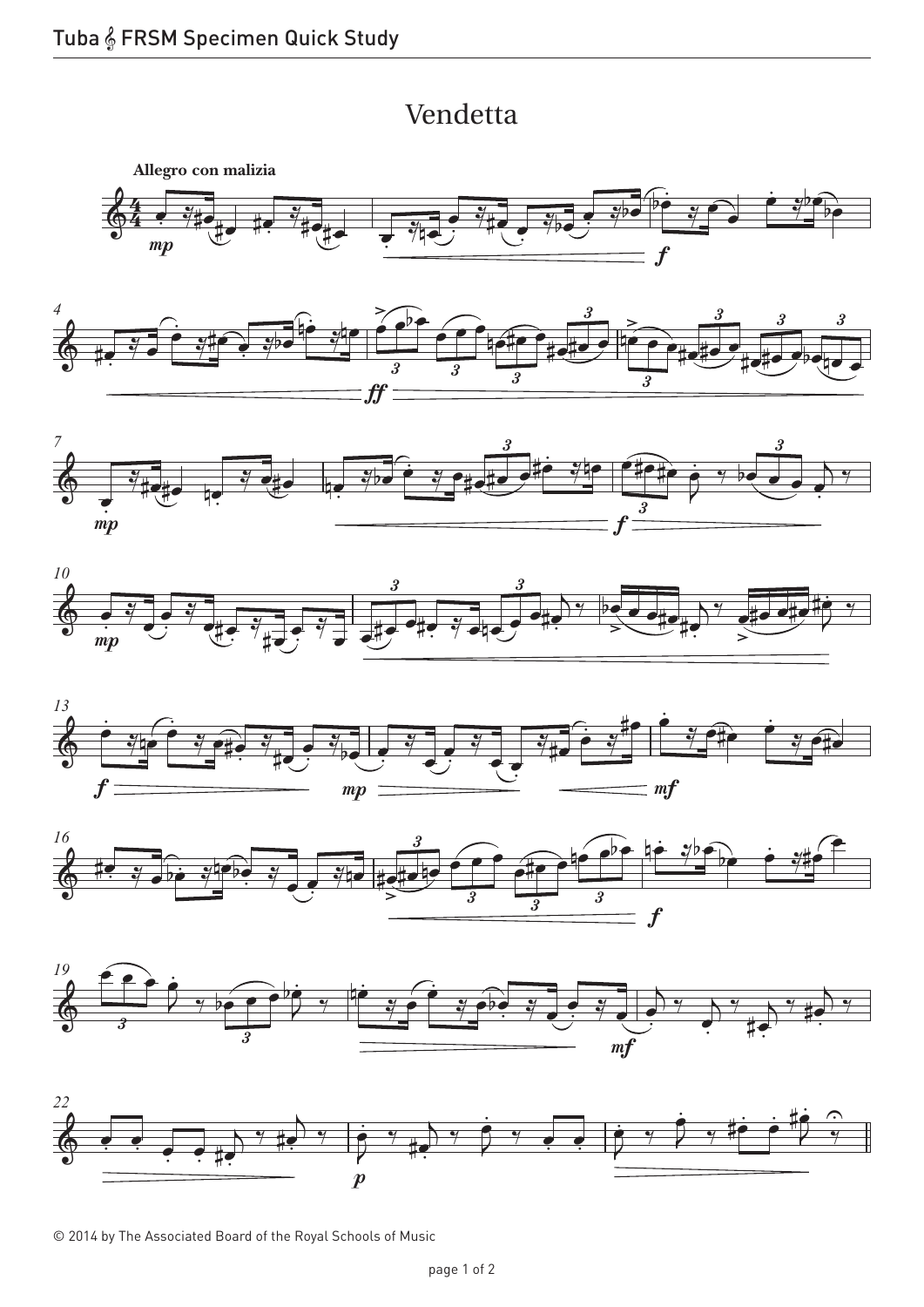# Vendetta

**Allegro con malizia**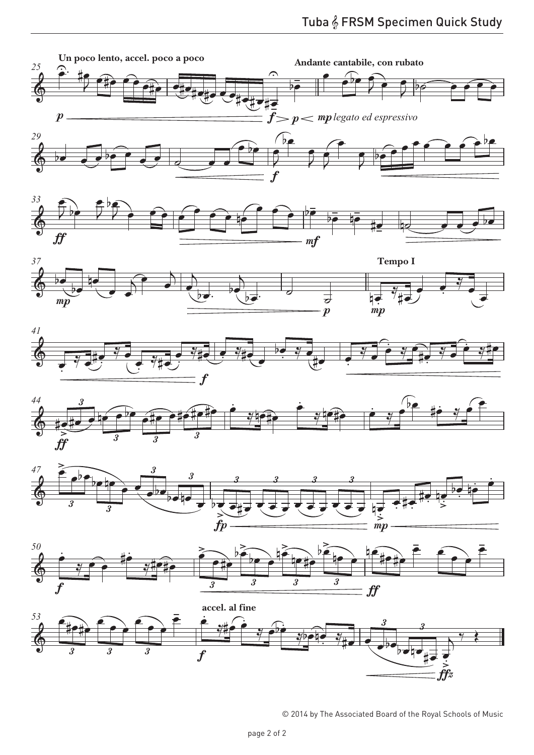© 2014 by The Associated Board of the Royal Schools of Music